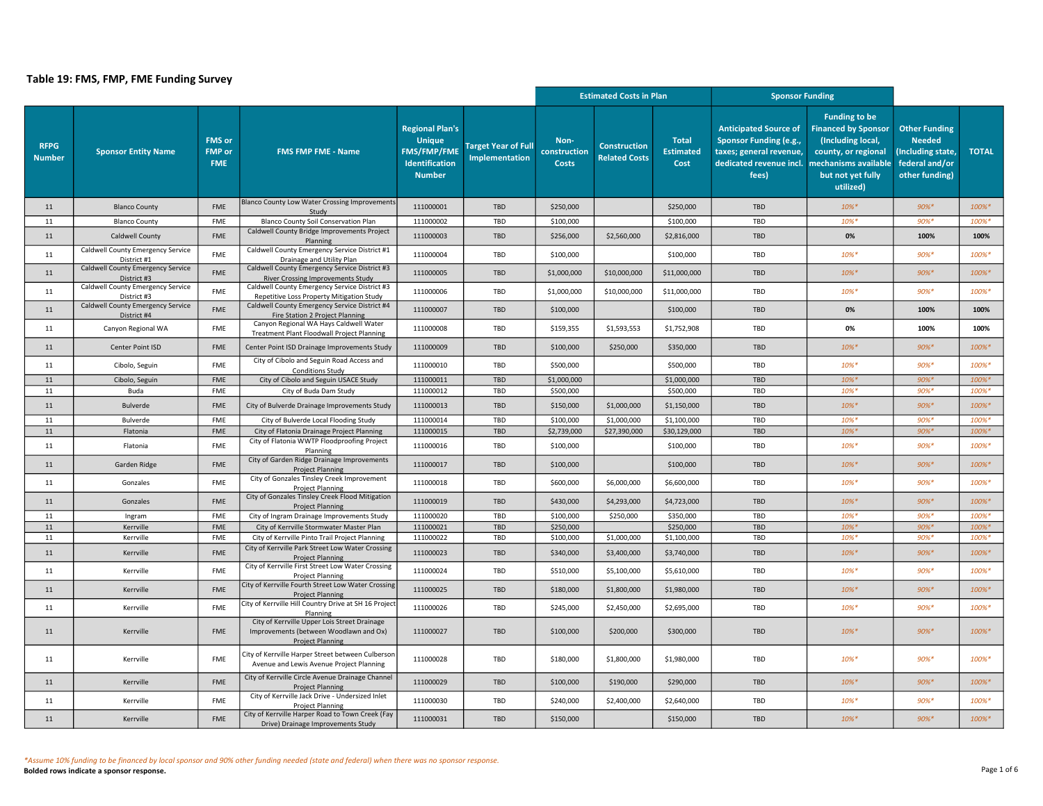## Table 19: FMS, FMP, FME Funding Survey

| RFPG Number | Sponsor Entity Name | FMS or FMP or FME | FMS FMP FME - Name | Regional Plan's Unique FMS/FMP/FME Identification Number | Target Year of Full Implementation | Estimated Costs in Plan | | | Sponsor Funding | | | |
|---|---|---|---|---|---|---|---|---|---|---|---|---|
| | | | | | | Non-construction Costs | Construction Related Costs | Total Estimated Cost | Anticipated Source of Sponsor Funding (e.g., taxes; general revenue, dedicated revenue incl. fees) | Funding to be Financed by Sponsor (Including local, county, or regional mechanisms available but not yet fully utilized) | Other Funding Needed (Including state, federal and/or other funding) | TOTAL |
| 11 | Blanco County | FME | Blanco County Low Water Crossing Improvements Study | 111000001 | TBD | $250,000 | | $250,000 | TBD | *10%** | *90%** | *100%** |
| 11 | Blanco County | FME | Blanco County Soil Conservation Plan | 111000002 | TBD | $100,000 | | $100,000 | TBD | *10%** | *90%** | *100%** |
| **11** | **Caldwell County** | **FME** | **Caldwell County Bridge Improvements Project Planning** | **111000003** | **TBD** | **$256,000** | **$2,560,000** | **$2,816,000** | **TBD** | **0%** | **100%** | **100%** |
| 11 | Caldwell County Emergency Service District #1 | FME | Caldwell County Emergency Service District #1 Drainage and Utility Plan | 111000004 | TBD | $100,000 | | $100,000 | TBD | *10%** | *90%** | *100%** |
| 11 | Caldwell County Emergency Service District #3 | FME | Caldwell County Emergency Service District #3 River Crossing Improvements Study | 111000005 | TBD | $1,000,000 | $10,000,000 | $11,000,000 | TBD | *10%** | *90%** | *100%** |
| 11 | Caldwell County Emergency Service District #3 | FME | Caldwell County Emergency Service District #3 Repetitive Loss Property Mitigation Study | 111000006 | TBD | $1,000,000 | $10,000,000 | $11,000,000 | TBD | *10%** | *90%** | *100%** |
| **11** | **Caldwell County Emergency Service District #4** | **FME** | **Caldwell County Emergency Service District #4 Fire Station 2 Project Planning** | **111000007** | **TBD** | **$100,000** | | **$100,000** | **TBD** | **0%** | **100%** | **100%** |
| **11** | **Canyon Regional WA** | **FME** | **Canyon Regional WA Hays Caldwell Water Treatment Plant Floodwall Project Planning** | **111000008** | **TBD** | **$159,355** | **$1,593,553** | **$1,752,908** | **TBD** | **0%** | **100%** | **100%** |
| 11 | Center Point ISD | FME | Center Point ISD Drainage Improvements Study | 111000009 | TBD | $100,000 | $250,000 | $350,000 | TBD | *10%** | *90%** | *100%** |
| 11 | Cibolo, Seguin | FME | City of Cibolo and Seguin Road Access and Conditions Study | 111000010 | TBD | $500,000 | | $500,000 | TBD | *10%** | *90%** | *100%** |
| 11 | Cibolo, Seguin | FME | City of Cibolo and Seguin USACE Study | 111000011 | TBD | $1,000,000 | | $1,000,000 | TBD | *10%** | *90%** | *100%** |
| 11 | Buda | FME | City of Buda Dam Study | 111000012 | TBD | $500,000 | | $500,000 | TBD | *10%** | *90%** | *100%** |
| 11 | Bulverde | FME | City of Bulverde Drainage Improvements Study | 111000013 | TBD | $150,000 | $1,000,000 | $1,150,000 | TBD | *10%** | *90%** | *100%** |
| 11 | Bulverde | FME | City of Bulverde Local Flooding Study | 111000014 | TBD | $100,000 | $1,000,000 | $1,100,000 | TBD | *10%** | *90%** | *100%** |
| 11 | Flatonia | FME | City of Flatonia Drainage Project Planning | 111000015 | TBD | $2,739,000 | $27,390,000 | $30,129,000 | TBD | *10%** | *90%** | *100%** |
| 11 | Flatonia | FME | City of Flatonia WWTP Floodproofing Project Planning | 111000016 | TBD | $100,000 | | $100,000 | TBD | *10%** | *90%** | *100%** |
| 11 | Garden Ridge | FME | City of Garden Ridge Drainage Improvements Project Planning | 111000017 | TBD | $100,000 | | $100,000 | TBD | *10%** | *90%** | *100%** |
| 11 | Gonzales | FME | City of Gonzales Tinsley Creek Improvement Project Planning | 111000018 | TBD | $600,000 | $6,000,000 | $6,600,000 | TBD | *10%** | *90%** | *100%** |
| 11 | Gonzales | FME | City of Gonzales Tinsley Creek Flood Mitigation Project Planning | 111000019 | TBD | $430,000 | $4,293,000 | $4,723,000 | TBD | *10%** | *90%** | *100%** |
| 11 | Ingram | FME | City of Ingram Drainage Improvements Study | 111000020 | TBD | $100,000 | $250,000 | $350,000 | TBD | *10%** | *90%** | *100%** |
| 11 | Kerrville | FME | City of Kerrville Stormwater Master Plan | 111000021 | TBD | $250,000 | | $250,000 | TBD | *10%** | *90%** | *100%** |
| 11 | Kerrville | FME | City of Kerrville Pinto Trail Project Planning | 111000022 | TBD | $100,000 | $1,000,000 | $1,100,000 | TBD | *10%** | *90%** | *100%** |
| 11 | Kerrville | FME | City of Kerrville Park Street Low Water Crossing Project Planning | 111000023 | TBD | $340,000 | $3,400,000 | $3,740,000 | TBD | *10%** | *90%** | *100%** |
| 11 | Kerrville | FME | City of Kerrville First Street Low Water Crossing Project Planning | 111000024 | TBD | $510,000 | $5,100,000 | $5,610,000 | TBD | *10%** | *90%** | *100%** |
| 11 | Kerrville | FME | City of Kerrville Fourth Street Low Water Crossing Project Planning | 111000025 | TBD | $180,000 | $1,800,000 | $1,980,000 | TBD | *10%** | *90%** | *100%** |
| 11 | Kerrville | FME | City of Kerrville Hill Country Drive at SH 16 Project Planning | 111000026 | TBD | $245,000 | $2,450,000 | $2,695,000 | TBD | *10%** | *90%** | *100%** |
| 11 | Kerrville | FME | City of Kerrville Upper Lois Street Drainage Improvements (between Woodlawn and Ox) Project Planning | 111000027 | TBD | $100,000 | $200,000 | $300,000 | TBD | *10%** | *90%** | *100%** |
| 11 | Kerrville | FME | City of Kerrville Harper Street between Culberson Avenue and Lewis Avenue Project Planning | 111000028 | TBD | $180,000 | $1,800,000 | $1,980,000 | TBD | *10%** | *90%** | *100%** |
| 11 | Kerrville | FME | City of Kerrville Circle Avenue Drainage Channel Project Planning | 111000029 | TBD | $100,000 | $190,000 | $290,000 | TBD | *10%** | *90%** | *100%** |
| 11 | Kerrville | FME | City of Kerrville Jack Drive - Undersized Inlet Project Planning | 111000030 | TBD | $240,000 | $2,400,000 | $2,640,000 | TBD | *10%** | *90%** | *100%** |
| 11 | Kerrville | FME | City of Kerrville Harper Road to Town Creek (Fay Drive) Drainage Improvements Study | 111000031 | TBD | $150,000 | | $150,000 | TBD | *10%** | *90%** | *100%** |

*\*Assume 10% funding to be financed by local sponsor and 90% other funding needed (state and federal) when there was no sponsor response.*

**Bolded rows indicate a sponsor response.**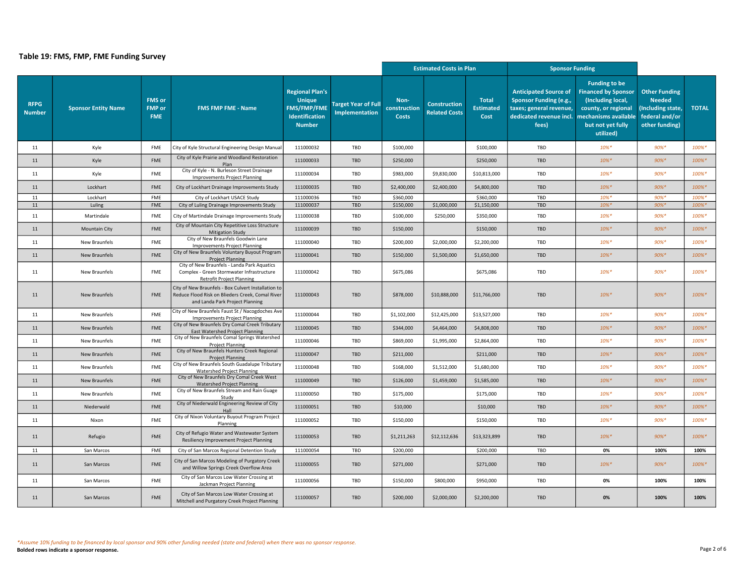## Table 19: FMS, FMP, FME Funding Survey

| RFPG Number | Sponsor Entity Name | FMS or FMP or FME | FMS FMP FME - Name | Regional Plan's Unique FMS/FMP/FME Identification Number | Target Year of Full Implementation | Estimated Costs in Plan | | | Sponsor Funding | | | |
|---|---|---|---|---|---|---|---|---|---|---|---|---|
| | | | | | | Non-construction Costs | Construction Related Costs | Total Estimated Cost | Anticipated Source of Sponsor Funding (e.g., taxes; general revenue, dedicated revenue incl. fees) | Funding to be Financed by Sponsor (Including local, county, or regional mechanisms available but not yet fully utilized) | Other Funding Needed (Including state, federal and/or other funding) | TOTAL |
| 11 | Kyle | FME | City of Kyle Structural Engineering Design Manual | 111000032 | TBD | $100,000 | | $100,000 | TBD | *10%** | *90%** | *100%** |
| 11 | Kyle | FME | City of Kyle Prairie and Woodland Restoration Plan | 111000033 | TBD | $250,000 | | $250,000 | TBD | *10%** | *90%** | *100%** |
| 11 | Kyle | FME | City of Kyle - N. Burleson Street Drainage Improvements Project Planning | 111000034 | TBD | $983,000 | $9,830,000 | $10,813,000 | TBD | *10%** | *90%** | *100%** |
| 11 | Lockhart | FME | City of Lockhart Drainage Improvements Study | 111000035 | TBD | $2,400,000 | $2,400,000 | $4,800,000 | TBD | *10%** | *90%** | *100%** |
| 11 | Lockhart | FME | City of Lockhart USACE Study | 111000036 | TBD | $360,000 | | $360,000 | TBD | *10%** | *90%** | *100%** |
| 11 | Luling | FME | City of Luling Drainage Improvements Study | 111000037 | TBD | $150,000 | $1,000,000 | $1,150,000 | TBD | *10%** | *90%** | *100%** |
| 11 | Martindale | FME | City of Martindale Drainage Improvements Study | 111000038 | TBD | $100,000 | $250,000 | $350,000 | TBD | *10%** | *90%** | *100%** |
| 11 | Mountain City | FME | City of Mountain City Repetitive Loss Structure Mitigation Study | 111000039 | TBD | $150,000 | | $150,000 | TBD | *10%** | *90%** | *100%** |
| 11 | New Braunfels | FME | City of New Braunfels Goodwin Lane Improvements Project Planning | 111000040 | TBD | $200,000 | $2,000,000 | $2,200,000 | TBD | *10%** | *90%** | *100%** |
| 11 | New Braunfels | FME | City of New Braunfels Voluntary Buyout Program Project Planning | 111000041 | TBD | $150,000 | $1,500,000 | $1,650,000 | TBD | *10%** | *90%** | *100%** |
| 11 | New Braunfels | FME | City of New Braunfels - Landa Park Aquatics Complex - Green Stormwater Infrastructure Retrofit Project Planning | 111000042 | TBD | $675,086 | | $675,086 | TBD | *10%** | *90%** | *100%** |
| 11 | New Braunfels | FME | City of New Braunfels - Box Culvert Installation to Reduce Flood Risk on Blieders Creek, Comal River and Landa Park Project Planning | 111000043 | TBD | $878,000 | $10,888,000 | $11,766,000 | TBD | *10%** | *90%** | *100%** |
| 11 | New Braunfels | FME | City of New Braunfels Faust St / Nacogdoches Ave Improvements Project Planning | 111000044 | TBD | $1,102,000 | $12,425,000 | $13,527,000 | TBD | *10%** | *90%** | *100%** |
| 11 | New Braunfels | FME | City of New Braunfels Dry Comal Creek Tributary East Watershed Project Planning | 111000045 | TBD | $344,000 | $4,464,000 | $4,808,000 | TBD | *10%** | *90%** | *100%** |
| 11 | New Braunfels | FME | City of New Braunfels Comal Springs Watershed Project Planning | 111000046 | TBD | $869,000 | $1,995,000 | $2,864,000 | TBD | *10%** | *90%** | *100%** |
| 11 | New Braunfels | FME | City of New Braunfels Hunters Creek Regional Project Planning | 111000047 | TBD | $211,000 | | $211,000 | TBD | *10%** | *90%** | *100%** |
| 11 | New Braunfels | FME | City of New Braunfels South Guadalupe Tributary Watershed Project Planning | 111000048 | TBD | $168,000 | $1,512,000 | $1,680,000 | TBD | *10%** | *90%** | *100%** |
| 11 | New Braunfels | FME | City of New Braunfels Dry Comal Creek West Watershed Project Planning | 111000049 | TBD | $126,000 | $1,459,000 | $1,585,000 | TBD | *10%** | *90%** | *100%** |
| 11 | New Braunfels | FME | City of New Braunfels Stream and Rain Guage Study | 111000050 | TBD | $175,000 | | $175,000 | TBD | *10%** | *90%** | *100%** |
| 11 | Niederwald | FME | City of Niederwald Engineering Review of City Hall | 111000051 | TBD | $10,000 | | $10,000 | TBD | *10%** | *90%** | *100%** |
| 11 | Nixon | FME | City of Nixon Voluntary Buyout Program Project Planning | 111000052 | TBD | $150,000 | | $150,000 | TBD | *10%** | *90%** | *100%** |
| 11 | Refugio | FME | City of Refugio Water and Wastewater System Resiliency Improvement Project Planning | 111000053 | TBD | $1,211,263 | $12,112,636 | $13,323,899 | TBD | *10%** | *90%** | *100%** |
| 11 | San Marcos | FME | City of San Marcos Regional Detention Study | 111000054 | TBD | $200,000 | | $200,000 | TBD | **0%** | **100%** | **100%** |
| 11 | San Marcos | FME | City of San Marcos Modeling of Purgatory Creek and Willow Springs Creek Overflow Area | 111000055 | TBD | $271,000 | | $271,000 | TBD | *10%** | *90%** | *100%** |
| 11 | San Marcos | FME | City of San Marcos Low Water Crossing at Jackman Project Planning | 111000056 | TBD | $150,000 | $800,000 | $950,000 | TBD | **0%** | **100%** | **100%** |
| 11 | San Marcos | FME | City of San Marcos Low Water Crossing at Mitchell and Purgatory Creek Project Planning | 111000057 | TBD | $200,000 | $2,000,000 | $2,200,000 | TBD | **0%** | **100%** | **100%** |

*\*Assume 10% funding to be financed by local sponsor and 90% other funding needed (state and federal) when there was no sponsor response.*

**Bolded rows indicate a sponsor response.**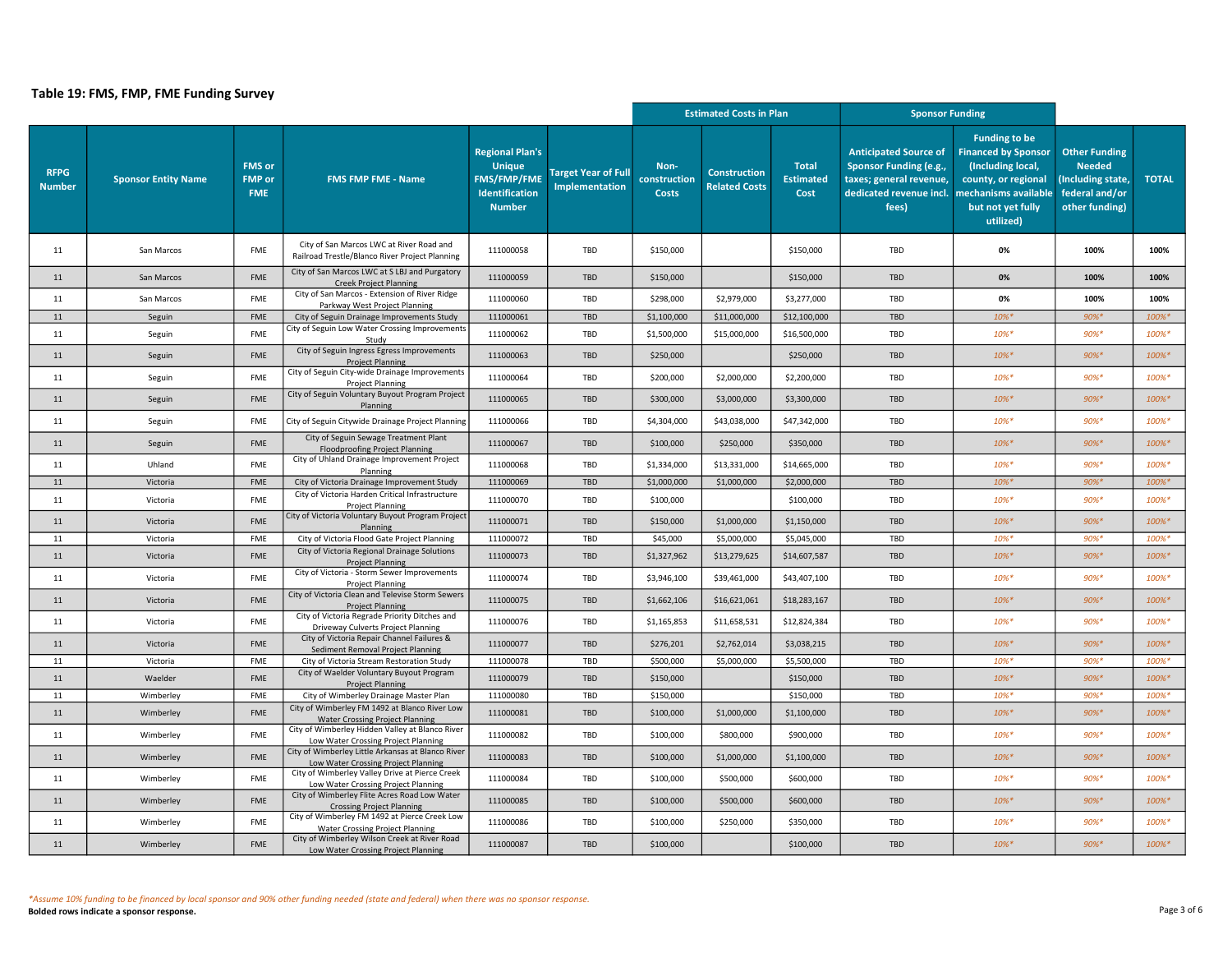## Table 19: FMS, FMP, FME Funding Survey

| RFPG Number | Sponsor Entity Name | FMS or FMP or FME | FMS FMP FME - Name | Regional Plan's Unique FMS/FMP/FME Identification Number | Target Year of Full Implementation | Estimated Costs in Plan | | | Sponsor Funding | | Other Funding Needed (Including state, federal and/or other funding) | TOTAL |
|---|---|---|---|---|---|---|---|---|---|---|---|---|
| | | | | | | Non-construction Costs | Construction Related Costs | Total Estimated Cost | Anticipated Source of Sponsor Funding (e.g., taxes; general revenue, dedicated revenue incl. fees) | Funding to be Financed by Sponsor (Including local, county, or regional mechanisms available but not yet fully utilized) | | |
| 11 | San Marcos | FME | City of San Marcos LWC at River Road and Railroad Trestle/Blanco River Project Planning | 111000058 | TBD | $150,000 | | $150,000 | TBD | **0%** | **100%** | **100%** |
| 11 | San Marcos | FME | City of San Marcos LWC at S LBJ and Purgatory Creek Project Planning | 111000059 | TBD | $150,000 | | $150,000 | TBD | **0%** | **100%** | **100%** |
| 11 | San Marcos | FME | City of San Marcos - Extension of River Ridge Parkway West Project Planning | 111000060 | TBD | $298,000 | $2,979,000 | $3,277,000 | TBD | **0%** | **100%** | **100%** |
| 11 | Seguin | FME | City of Seguin Drainage Improvements Study | 111000061 | TBD | $1,100,000 | $11,000,000 | $12,100,000 | TBD | *10%** | *90%** | *100%** |
| 11 | Seguin | FME | City of Seguin Low Water Crossing Improvements Study | 111000062 | TBD | $1,500,000 | $15,000,000 | $16,500,000 | TBD | *10%** | *90%** | *100%** |
| 11 | Seguin | FME | City of Seguin Ingress Egress Improvements Project Planning | 111000063 | TBD | $250,000 | | $250,000 | TBD | *10%** | *90%** | *100%** |
| 11 | Seguin | FME | City of Seguin City-wide Drainage Improvements Project Planning | 111000064 | TBD | $200,000 | $2,000,000 | $2,200,000 | TBD | *10%** | *90%** | *100%** |
| 11 | Seguin | FME | City of Seguin Voluntary Buyout Program Project Planning | 111000065 | TBD | $300,000 | $3,000,000 | $3,300,000 | TBD | *10%** | *90%** | *100%** |
| 11 | Seguin | FME | City of Seguin Citywide Drainage Project Planning | 111000066 | TBD | $4,304,000 | $43,038,000 | $47,342,000 | TBD | *10%** | *90%** | *100%** |
| 11 | Seguin | FME | City of Seguin Sewage Treatment Plant Floodproofing Project Planning | 111000067 | TBD | $100,000 | $250,000 | $350,000 | TBD | *10%** | *90%** | *100%** |
| 11 | Uhland | FME | City of Uhland Drainage Improvement Project Planning | 111000068 | TBD | $1,334,000 | $13,331,000 | $14,665,000 | TBD | *10%** | *90%** | *100%** |
| 11 | Victoria | FME | City of Victoria Drainage Improvement Study | 111000069 | TBD | $1,000,000 | $1,000,000 | $2,000,000 | TBD | *10%** | *90%** | *100%** |
| 11 | Victoria | FME | City of Victoria Harden Critical Infrastructure Project Planning | 111000070 | TBD | $100,000 | | $100,000 | TBD | *10%** | *90%** | *100%** |
| 11 | Victoria | FME | City of Victoria Voluntary Buyout Program Project Planning | 111000071 | TBD | $150,000 | $1,000,000 | $1,150,000 | TBD | *10%** | *90%** | *100%** |
| 11 | Victoria | FME | City of Victoria Flood Gate Project Planning | 111000072 | TBD | $45,000 | $5,000,000 | $5,045,000 | TBD | *10%** | *90%** | *100%** |
| 11 | Victoria | FME | City of Victoria Regional Drainage Solutions Project Planning | 111000073 | TBD | $1,327,962 | $13,279,625 | $14,607,587 | TBD | *10%** | *90%** | *100%** |
| 11 | Victoria | FME | City of Victoria - Storm Sewer Improvements Project Planning | 111000074 | TBD | $3,946,100 | $39,461,000 | $43,407,100 | TBD | *10%** | *90%** | *100%** |
| 11 | Victoria | FME | City of Victoria Clean and Televise Storm Sewers Project Planning | 111000075 | TBD | $1,662,106 | $16,621,061 | $18,283,167 | TBD | *10%** | *90%** | *100%** |
| 11 | Victoria | FME | City of Victoria Regrade Priority Ditches and Driveway Culverts Project Planning | 111000076 | TBD | $1,165,853 | $11,658,531 | $12,824,384 | TBD | *10%** | *90%** | *100%** |
| 11 | Victoria | FME | City of Victoria Repair Channel Failures & Sediment Removal Project Planning | 111000077 | TBD | $276,201 | $2,762,014 | $3,038,215 | TBD | *10%** | *90%** | *100%** |
| 11 | Victoria | FME | City of Victoria Stream Restoration Study | 111000078 | TBD | $500,000 | $5,000,000 | $5,500,000 | TBD | *10%** | *90%** | *100%** |
| 11 | Waelder | FME | City of Waelder Voluntary Buyout Program Project Planning | 111000079 | TBD | $150,000 | | $150,000 | TBD | *10%** | *90%** | *100%** |
| 11 | Wimberley | FME | City of Wimberley Drainage Master Plan | 111000080 | TBD | $150,000 | | $150,000 | TBD | *10%** | *90%** | *100%** |
| 11 | Wimberley | FME | City of Wimberley FM 1492 at Blanco River Low Water Crossing Project Planning | 111000081 | TBD | $100,000 | $1,000,000 | $1,100,000 | TBD | *10%** | *90%** | *100%** |
| 11 | Wimberley | FME | City of Wimberley Hidden Valley at Blanco River Low Water Crossing Project Planning | 111000082 | TBD | $100,000 | $800,000 | $900,000 | TBD | *10%** | *90%** | *100%** |
| 11 | Wimberley | FME | City of Wimberley Little Arkansas at Blanco River Low Water Crossing Project Planning | 111000083 | TBD | $100,000 | $1,000,000 | $1,100,000 | TBD | *10%** | *90%** | *100%** |
| 11 | Wimberley | FME | City of Wimberley Valley Drive at Pierce Creek Low Water Crossing Project Planning | 111000084 | TBD | $100,000 | $500,000 | $600,000 | TBD | *10%** | *90%** | *100%** |
| 11 | Wimberley | FME | City of Wimberley Flite Acres Road Low Water Crossing Project Planning | 111000085 | TBD | $100,000 | $500,000 | $600,000 | TBD | *10%** | *90%** | *100%** |
| 11 | Wimberley | FME | City of Wimberley FM 1492 at Pierce Creek Low Water Crossing Project Planning | 111000086 | TBD | $100,000 | $250,000 | $350,000 | TBD | *10%** | *90%** | *100%** |
| 11 | Wimberley | FME | City of Wimberley Wilson Creek at River Road Low Water Crossing Project Planning | 111000087 | TBD | $100,000 | | $100,000 | TBD | *10%** | *90%** | *100%** |

*\*Assume 10% funding to be financed by local sponsor and 90% other funding needed (state and federal) when there was no sponsor response.*

**Bolded rows indicate a sponsor response.**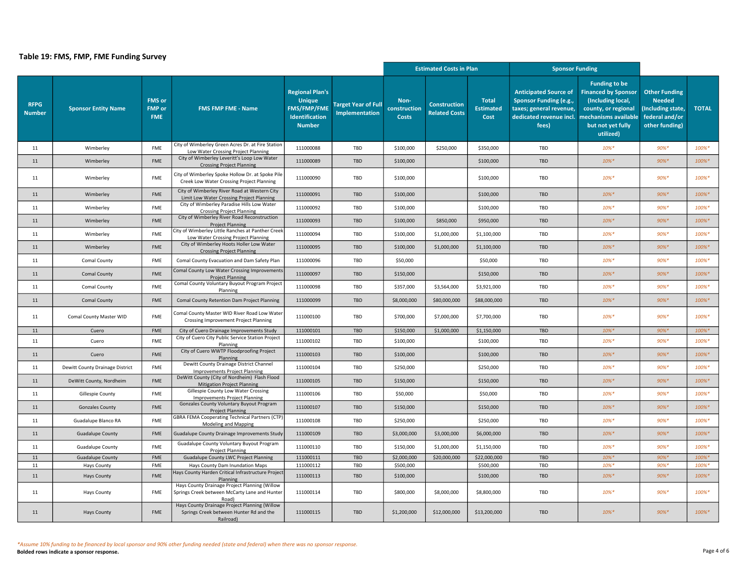## Table 19: FMS, FMP, FME Funding Survey

| RFPG Number | Sponsor Entity Name | FMS or FMP or FME | FMS FMP FME - Name | Regional Plan's Unique FMS/FMP/FME Identification Number | Target Year of Full Implementation | Estimated Costs in Plan | | | Sponsor Funding | | | |
|---|---|---|---|---|---|---|---|---|---|---|---|---|
| | | | | | | Non-construction Costs | Construction Related Costs | Total Estimated Cost | Anticipated Source of Sponsor Funding (e.g., taxes; general revenue, dedicated revenue incl. fees) | Funding to be Financed by Sponsor (Including local, county, or regional mechanisms available but not yet fully utilized) | Other Funding Needed (Including state, federal and/or other funding) | TOTAL |
| 11 | Wimberley | FME | City of Wimberley Green Acres Dr. at Fire Station Low Water Crossing Project Planning | 111000088 | TBD | $100,000 | $250,000 | $350,000 | TBD | *10%** | *90%** | *100%** |
| 11 | Wimberley | FME | City of Wimberley Leveritt's Loop Low Water Crossing Project Planning | 111000089 | TBD | $100,000 | | $100,000 | TBD | *10%** | *90%** | *100%** |
| 11 | Wimberley | FME | City of Wimberley Spoke Hollow Dr. at Spoke Pile Creek Low Water Crossing Project Planning | 111000090 | TBD | $100,000 | | $100,000 | TBD | *10%** | *90%** | *100%** |
| 11 | Wimberley | FME | City of Wimberley River Road at Western City Limit Low Water Crossing Project Planning | 111000091 | TBD | $100,000 | | $100,000 | TBD | *10%** | *90%** | *100%** |
| 11 | Wimberley | FME | City of Wimberley Paradise Hills Low Water Crossing Project Planning | 111000092 | TBD | $100,000 | | $100,000 | TBD | *10%** | *90%** | *100%** |
| 11 | Wimberley | FME | City of Wimberley River Road Reconstruction Project Planning | 111000093 | TBD | $100,000 | $850,000 | $950,000 | TBD | *10%** | *90%** | *100%** |
| 11 | Wimberley | FME | City of Wimberley Little Ranches at Panther Creek Low Water Crossing Project Planning | 111000094 | TBD | $100,000 | $1,000,000 | $1,100,000 | TBD | *10%** | *90%** | *100%** |
| 11 | Wimberley | FME | City of Wimberley Hoots Holler Low Water Crossing Project Planning | 111000095 | TBD | $100,000 | $1,000,000 | $1,100,000 | TBD | *10%** | *90%** | *100%** |
| 11 | Comal County | FME | Comal County Evacuation and Dam Safety Plan | 111000096 | TBD | $50,000 | | $50,000 | TBD | *10%** | *90%** | *100%** |
| 11 | Comal County | FME | Comal County Low Water Crossing Improvements Project Planning | 111000097 | TBD | $150,000 | | $150,000 | TBD | *10%** | *90%** | *100%** |
| 11 | Comal County | FME | Comal County Voluntary Buyout Program Project Planning | 111000098 | TBD | $357,000 | $3,564,000 | $3,921,000 | TBD | *10%** | *90%** | *100%** |
| 11 | Comal County | FME | Comal County Retention Dam Project Planning | 111000099 | TBD | $8,000,000 | $80,000,000 | $88,000,000 | TBD | *10%** | *90%** | *100%** |
| 11 | Comal County Master WID | FME | Comal County Master WID River Road Low Water Crossing Improvement Project Planning | 111000100 | TBD | $700,000 | $7,000,000 | $7,700,000 | TBD | *10%** | *90%** | *100%** |
| 11 | Cuero | FME | City of Cuero Drainage Improvements Study | 111000101 | TBD | $150,000 | $1,000,000 | $1,150,000 | TBD | *10%** | *90%** | *100%** |
| 11 | Cuero | FME | City of Cuero City Public Service Station Project Planning | 111000102 | TBD | $100,000 | | $100,000 | TBD | *10%** | *90%** | *100%** |
| 11 | Cuero | FME | City of Cuero WWTP Floodproofing Project Planning | 111000103 | TBD | $100,000 | | $100,000 | TBD | *10%** | *90%** | *100%** |
| 11 | Dewitt County Drainage District | FME | Dewitt County Drainage District Channel Improvements Project Planning | 111000104 | TBD | $250,000 | | $250,000 | TBD | *10%** | *90%** | *100%** |
| 11 | DeWitt County, Nordheim | FME | DeWitt County (City of Nordheim) Flash Flood Mitigation Project Planning | 111000105 | TBD | $150,000 | | $150,000 | TBD | *10%** | *90%** | *100%** |
| 11 | Gillespie County | FME | Gillespie County Low Water Crossing Improvements Project Planning | 111000106 | TBD | $50,000 | | $50,000 | TBD | *10%** | *90%** | *100%** |
| 11 | Gonzales County | FME | Gonzales County Voluntary Buyout Program Project Planning | 111000107 | TBD | $150,000 | | $150,000 | TBD | *10%** | *90%** | *100%** |
| 11 | Guadalupe Blanco RA | FME | GBRA FEMA Cooperating Technical Partners (CTP) Modeling and Mapping | 111000108 | TBD | $250,000 | | $250,000 | TBD | *10%** | *90%** | *100%** |
| 11 | Guadalupe County | FME | Guadalupe County Drainage Improvements Study | 111000109 | TBD | $3,000,000 | $3,000,000 | $6,000,000 | TBD | *10%** | *90%** | *100%** |
| 11 | Guadalupe County | FME | Guadalupe County Voluntary Buyout Program Project Planning | 111000110 | TBD | $150,000 | $1,000,000 | $1,150,000 | TBD | *10%** | *90%** | *100%** |
| 11 | Guadalupe County | FME | Guadalupe County LWC Project Planning | 111000111 | TBD | $2,000,000 | $20,000,000 | $22,000,000 | TBD | *10%** | *90%** | *100%** |
| 11 | Hays County | FME | Hays County Dam Inundation Maps | 111000112 | TBD | $500,000 | | $500,000 | TBD | *10%** | *90%** | *100%** |
| 11 | Hays County | FME | Hays County Harden Critical Infrastructure Project Planning | 111000113 | TBD | $100,000 | | $100,000 | TBD | *10%** | *90%** | *100%** |
| 11 | Hays County | FME | Hays County Drainage Project Planning (Willow Springs Creek between McCarty Lane and Hunter Road) | 111000114 | TBD | $800,000 | $8,000,000 | $8,800,000 | TBD | *10%** | *90%** | *100%** |
| 11 | Hays County | FME | Hays County Drainage Project Planning (Willow Springs Creek between Hunter Rd and the Railroad) | 111000115 | TBD | $1,200,000 | $12,000,000 | $13,200,000 | TBD | *10%** | *90%** | *100%** |

*\*Assume 10% funding to be financed by local sponsor and 90% other funding needed (state and federal) when there was no sponsor response.*

**Bolded rows indicate a sponsor response.**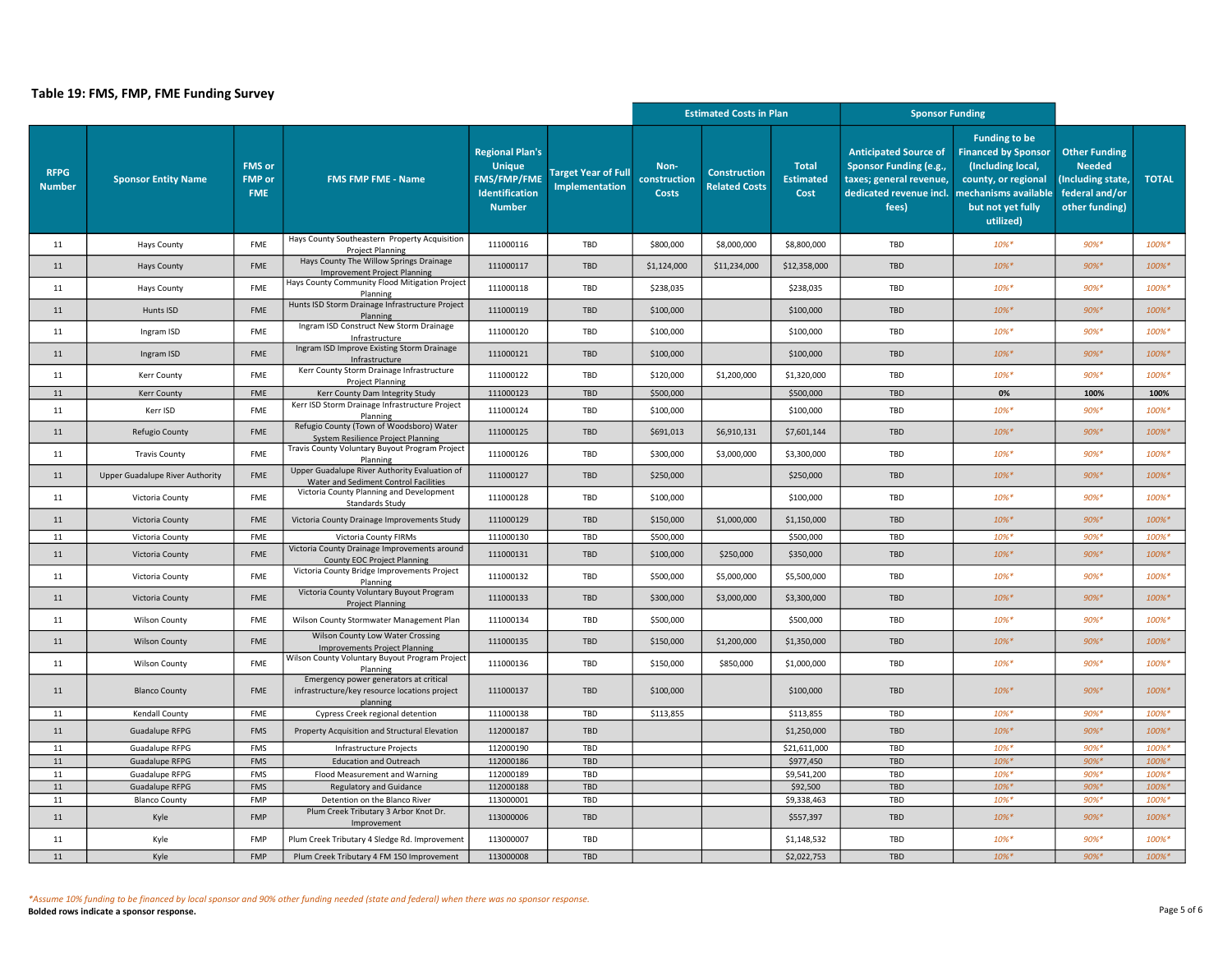**Table 19: FMS, FMP, FME Funding Survey**

| RFPG Number | Sponsor Entity Name | FMS or FMP or FME | FMS FMP FME - Name | Regional Plan's Unique FMS/FMP/FME Identification Number | Target Year of Full Implementation | Estimated Costs in Plan | | | Sponsor Funding | | | |
|---|---|---|---|---|---|---|---|---|---|---|---|---|
| | | | | | | Non-construction Costs | Construction Related Costs | Total Estimated Cost | Anticipated Source of Sponsor Funding (e.g., taxes; general revenue, dedicated revenue incl. fees) | Funding to be Financed by Sponsor (Including local, county, or regional mechanisms available but not yet fully utilized) | Other Funding Needed (Including state, federal and/or other funding) | TOTAL |
| 11 | Hays County | FME | Hays County Southeastern Property Acquisition Project Planning | 111000116 | TBD | $800,000 | $8,000,000 | $8,800,000 | TBD | *10%** | *90%** | *100%** |
| 11 | Hays County | FME | Hays County The Willow Springs Drainage Improvement Project Planning | 111000117 | TBD | $1,124,000 | $11,234,000 | $12,358,000 | TBD | *10%** | *90%** | *100%** |
| 11 | Hays County | FME | Hays County Community Flood Mitigation Project Planning | 111000118 | TBD | $238,035 | | $238,035 | TBD | *10%** | *90%** | *100%** |
| 11 | Hunts ISD | FME | Hunts ISD Storm Drainage Infrastructure Project Planning | 111000119 | TBD | $100,000 | | $100,000 | TBD | *10%** | *90%** | *100%** |
| 11 | Ingram ISD | FME | Ingram ISD Construct New Storm Drainage Infrastructure | 111000120 | TBD | $100,000 | | $100,000 | TBD | *10%** | *90%** | *100%** |
| 11 | Ingram ISD | FME | Ingram ISD Improve Existing Storm Drainage Infrastructure | 111000121 | TBD | $100,000 | | $100,000 | TBD | *10%** | *90%** | *100%** |
| 11 | Kerr County | FME | Kerr County Storm Drainage Infrastructure Project Planning | 111000122 | TBD | $120,000 | $1,200,000 | $1,320,000 | TBD | *10%** | *90%** | *100%** |
| 11 | Kerr County | FME | Kerr County Dam Integrity Study | 111000123 | TBD | $500,000 | | $500,000 | TBD | **0%** | **100%** | **100%** |
| 11 | Kerr ISD | FME | Kerr ISD Storm Drainage Infrastructure Project Planning | 111000124 | TBD | $100,000 | | $100,000 | TBD | *10%** | *90%** | *100%** |
| 11 | Refugio County | FME | Refugio County (Town of Woodsboro) Water System Resilience Project Planning | 111000125 | TBD | $691,013 | $6,910,131 | $7,601,144 | TBD | *10%** | *90%** | *100%** |
| 11 | Travis County | FME | Travis County Voluntary Buyout Program Project Planning | 111000126 | TBD | $300,000 | $3,000,000 | $3,300,000 | TBD | *10%** | *90%** | *100%** |
| 11 | Upper Guadalupe River Authority | FME | Upper Guadalupe River Authority Evaluation of Water and Sediment Control Facilities | 111000127 | TBD | $250,000 | | $250,000 | TBD | *10%** | *90%** | *100%** |
| 11 | Victoria County | FME | Victoria County Planning and Development Standards Study | 111000128 | TBD | $100,000 | | $100,000 | TBD | *10%** | *90%** | *100%** |
| 11 | Victoria County | FME | Victoria County Drainage Improvements Study | 111000129 | TBD | $150,000 | $1,000,000 | $1,150,000 | TBD | *10%** | *90%** | *100%** |
| 11 | Victoria County | FME | Victoria County FIRMs | 111000130 | TBD | $500,000 | | $500,000 | TBD | *10%** | *90%** | *100%** |
| 11 | Victoria County | FME | Victoria County Drainage Improvements around County EOC Project Planning | 111000131 | TBD | $100,000 | $250,000 | $350,000 | TBD | *10%** | *90%** | *100%** |
| 11 | Victoria County | FME | Victoria County Bridge Improvements Project Planning | 111000132 | TBD | $500,000 | $5,000,000 | $5,500,000 | TBD | *10%** | *90%** | *100%** |
| 11 | Victoria County | FME | Victoria County Voluntary Buyout Program Project Planning | 111000133 | TBD | $300,000 | $3,000,000 | $3,300,000 | TBD | *10%** | *90%** | *100%** |
| 11 | Wilson County | FME | Wilson County Stormwater Management Plan | 111000134 | TBD | $500,000 | | $500,000 | TBD | *10%** | *90%** | *100%** |
| 11 | Wilson County | FME | Wilson County Low Water Crossing Improvements Project Planning | 111000135 | TBD | $150,000 | $1,200,000 | $1,350,000 | TBD | *10%** | *90%** | *100%** |
| 11 | Wilson County | FME | Wilson County Voluntary Buyout Program Project Planning | 111000136 | TBD | $150,000 | $850,000 | $1,000,000 | TBD | *10%** | *90%** | *100%** |
| 11 | Blanco County | FME | Emergency power generators at critical infrastructure/key resource locations project planning | 111000137 | TBD | $100,000 | | $100,000 | TBD | *10%** | *90%** | *100%** |
| 11 | Kendall County | FME | Cypress Creek regional detention | 111000138 | TBD | $113,855 | | $113,855 | TBD | *10%** | *90%** | *100%** |
| 11 | Guadalupe RFPG | FMS | Property Acquisition and Structural Elevation | 112000187 | TBD | | | $1,250,000 | TBD | *10%** | *90%** | *100%** |
| 11 | Guadalupe RFPG | FMS | Infrastructure Projects | 112000190 | TBD | | | $21,611,000 | TBD | *10%** | *90%** | *100%** |
| 11 | Guadalupe RFPG | FMS | Education and Outreach | 112000186 | TBD | | | $977,450 | TBD | *10%** | *90%** | *100%** |
| 11 | Guadalupe RFPG | FMS | Flood Measurement and Warning | 112000189 | TBD | | | $9,541,200 | TBD | *10%** | *90%** | *100%** |
| 11 | Guadalupe RFPG | FMS | Regulatory and Guidance | 112000188 | TBD | | | $92,500 | TBD | *10%** | *90%** | *100%** |
| 11 | Blanco County | FMP | Detention on the Blanco River | 113000001 | TBD | | | $9,338,463 | TBD | *10%** | *90%** | *100%** |
| 11 | Kyle | FMP | Plum Creek Tributary 3 Arbor Knot Dr. Improvement | 113000006 | TBD | | | $557,397 | TBD | *10%** | *90%** | *100%** |
| 11 | Kyle | FMP | Plum Creek Tributary 4 Sledge Rd. Improvement | 113000007 | TBD | | | $1,148,532 | TBD | *10%** | *90%** | *100%** |
| 11 | Kyle | FMP | Plum Creek Tributary 4 FM 150 Improvement | 113000008 | TBD | | | $2,022,753 | TBD | *10%** | *90%** | *100%** |

*\*Assume 10% funding to be financed by local sponsor and 90% other funding needed (state and federal) when there was no sponsor response.*

**Bolded rows indicate a sponsor response.**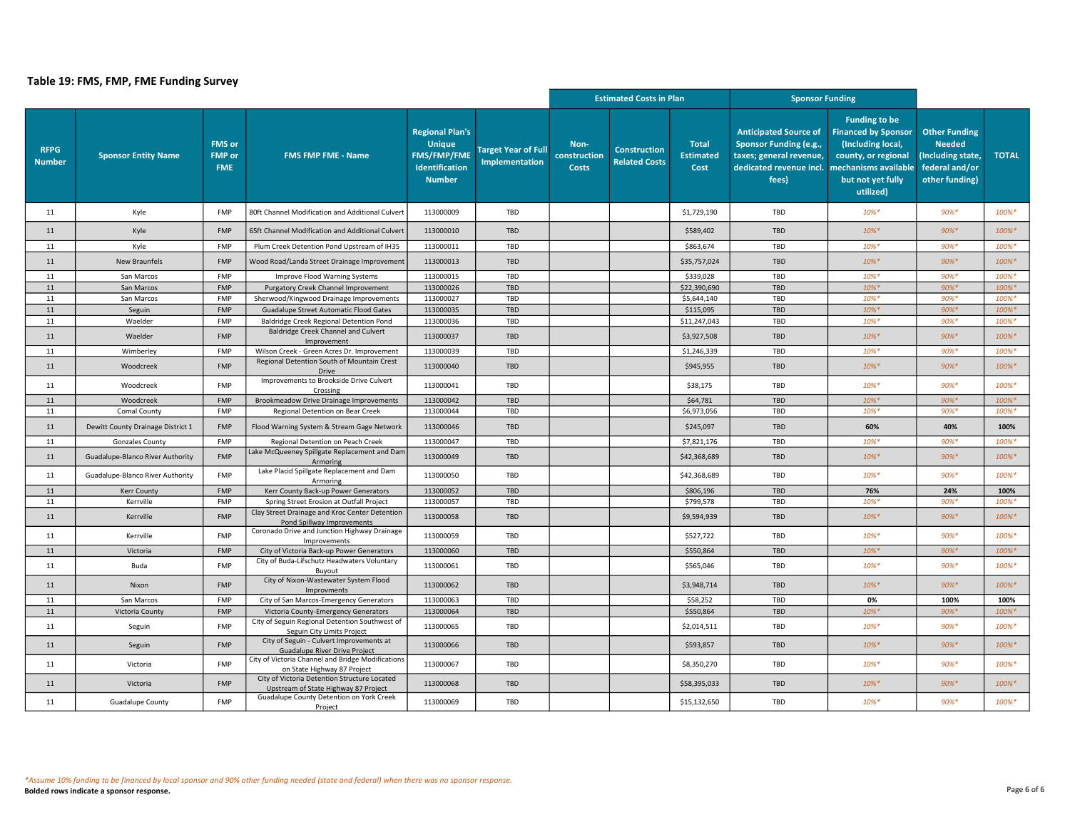## Table 19: FMS, FMP, FME Funding Survey

| RFPG Number | Sponsor Entity Name | FMS or FMP or FME | FMS FMP FME - Name | Regional Plan's Unique FMS/FMP/FME Identification Number | Target Year of Full Implementation | Estimated Costs in Plan | | | Sponsor Funding | | | |
|---|---|---|---|---|---|---|---|---|---|---|---|---|
| | | | | | | Non-construction Costs | Construction Related Costs | Total Estimated Cost | Anticipated Source of Sponsor Funding (e.g., taxes; general revenue, dedicated revenue incl. fees) | Funding to be Financed by Sponsor (Including local, county, or regional mechanisms available but not yet fully utilized) | Other Funding Needed (Including state, federal and/or other funding) | TOTAL |
| 11 | Kyle | FMP | 80ft Channel Modification and Additional Culvert | 113000009 | TBD | | | $1,729,190 | TBD | *10%** | *90%** | *100%** |
| 11 | Kyle | FMP | 65ft Channel Modification and Additional Culvert | 113000010 | TBD | | | $589,402 | TBD | *10%** | *90%** | *100%** |
| 11 | Kyle | FMP | Plum Creek Detention Pond Upstream of IH35 | 113000011 | TBD | | | $863,674 | TBD | *10%** | *90%** | *100%** |
| 11 | New Braunfels | FMP | Wood Road/Landa Street Drainage Improvement | 113000013 | TBD | | | $35,757,024 | TBD | *10%** | *90%** | *100%** |
| 11 | San Marcos | FMP | Improve Flood Warning Systems | 113000015 | TBD | | | $339,028 | TBD | *10%** | *90%** | *100%** |
| 11 | San Marcos | FMP | Purgatory Creek Channel Improvement | 113000026 | TBD | | | $22,390,690 | TBD | *10%** | *90%** | *100%** |
| 11 | San Marcos | FMP | Sherwood/Kingwood Drainage Improvements | 113000027 | TBD | | | $5,644,140 | TBD | *10%** | *90%** | *100%** |
| 11 | Seguin | FMP | Guadalupe Street Automatic Flood Gates | 113000035 | TBD | | | $115,095 | TBD | *10%** | *90%** | *100%** |
| 11 | Waelder | FMP | Baldridge Creek Regional Detention Pond | 113000036 | TBD | | | $11,247,043 | TBD | *10%** | *90%** | *100%** |
| 11 | Waelder | FMP | Baldridge Creek Channel and Culvert Improvement | 113000037 | TBD | | | $3,927,508 | TBD | *10%** | *90%** | *100%** |
| 11 | Wimberley | FMP | Wilson Creek - Green Acres Dr. Improvement | 113000039 | TBD | | | $1,246,339 | TBD | *10%** | *90%** | *100%** |
| 11 | Woodcreek | FMP | Regional Detention South of Mountain Crest Drive | 113000040 | TBD | | | $945,955 | TBD | *10%** | *90%** | *100%** |
| 11 | Woodcreek | FMP | Improvements to Brookside Drive Culvert Crossing | 113000041 | TBD | | | $38,175 | TBD | *10%** | *90%** | *100%** |
| 11 | Woodcreek | FMP | Brookmeadow Drive Drainage Improvements | 113000042 | TBD | | | $64,781 | TBD | *10%** | *90%** | *100%** |
| 11 | Comal County | FMP | Regional Detention on Bear Creek | 113000044 | TBD | | | $6,973,056 | TBD | *10%** | *90%** | *100%** |
| **11** | **Dewitt County Drainage District 1** | **FMP** | **Flood Warning System & Stream Gage Network** | **113000046** | **TBD** | | | **$245,097** | **TBD** | **60%** | **40%** | **100%** |
| 11 | Gonzales County | FMP | Regional Detention on Peach Creek | 113000047 | TBD | | | $7,821,176 | TBD | *10%** | *90%** | *100%** |
| 11 | Guadalupe-Blanco River Authority | FMP | Lake McQueeney Spillgate Replacement and Dam Armoring | 113000049 | TBD | | | $42,368,689 | TBD | *10%** | *90%** | *100%** |
| 11 | Guadalupe-Blanco River Authority | FMP | Lake Placid Spillgate Replacement and Dam Armoring | 113000050 | TBD | | | $42,368,689 | TBD | *10%** | *90%** | *100%** |
| **11** | **Kerr County** | **FMP** | **Kerr County Back-up Power Generators** | **113000052** | **TBD** | | | **$806,196** | **TBD** | **76%** | **24%** | **100%** |
| 11 | Kerrville | FMP | Spring Street Erosion at Outfall Project | 113000057 | TBD | | | $799,578 | TBD | *10%** | *90%** | *100%** |
| 11 | Kerrville | FMP | Clay Street Drainage and Kroc Center Detention Pond Spillway Improvements | 113000058 | TBD | | | $9,594,939 | TBD | *10%** | *90%** | *100%** |
| 11 | Kerrville | FMP | Coronado Drive and Junction Highway Drainage Improvements | 113000059 | TBD | | | $527,722 | TBD | *10%** | *90%** | *100%** |
| 11 | Victoria | FMP | City of Victoria Back-up Power Generators | 113000060 | TBD | | | $550,864 | TBD | *10%** | *90%** | *100%** |
| 11 | Buda | FMP | City of Buda-Lifschutz Headwaters Voluntary Buyout | 113000061 | TBD | | | $565,046 | TBD | *10%** | *90%** | *100%** |
| 11 | Nixon | FMP | City of Nixon-Wastewater System Flood Improvments | 113000062 | TBD | | | $3,948,714 | TBD | *10%** | *90%** | *100%** |
| **11** | **San Marcos** | **FMP** | **City of San Marcos-Emergency Generators** | **113000063** | **TBD** | | | **$58,252** | **TBD** | **0%** | **100%** | **100%** |
| 11 | Victoria County | FMP | Victoria County-Emergency Generators | 113000064 | TBD | | | $550,864 | TBD | *10%** | *90%** | *100%** |
| 11 | Seguin | FMP | City of Seguin Regional Detention Southwest of Seguin City Limits Project | 113000065 | TBD | | | $2,014,511 | TBD | *10%** | *90%** | *100%** |
| 11 | Seguin | FMP | City of Seguin - Culvert Improvements at Guadalupe River Drive Project | 113000066 | TBD | | | $593,857 | TBD | *10%** | *90%** | *100%** |
| 11 | Victoria | FMP | City of Victoria Channel and Bridge Modifications on State Highway 87 Project | 113000067 | TBD | | | $8,350,270 | TBD | *10%** | *90%** | *100%** |
| 11 | Victoria | FMP | City of Victoria Detention Structure Located Upstream of State Highway 87 Project | 113000068 | TBD | | | $58,395,033 | TBD | *10%** | *90%** | *100%** |
| 11 | Guadalupe County | FMP | Guadalupe County Detention on York Creek Project | 113000069 | TBD | | | $15,132,650 | TBD | *10%** | *90%** | *100%** |

*\*Assume 10% funding to be financed by local sponsor and 90% other funding needed (state and federal) when there was no sponsor response.*

**Bolded rows indicate a sponsor response.**